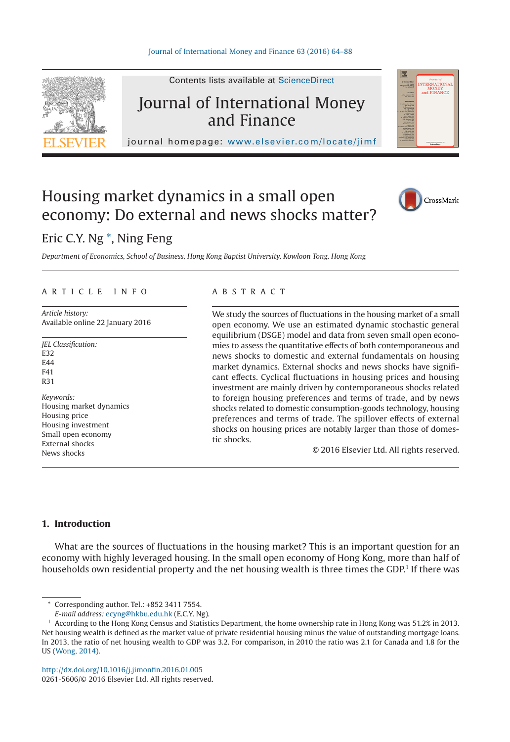# Housing market dynamics in a small open economy: Do external and news shocks matter?

Eric C.Y. Ng *, Ning Feng

*Department of Economics, School of Business, Hong Kong Baptist University, Kowloon Tong, Hong Kong*

## ARTICLE INFO

*Article history:*
Available online 22 January 2016

*JEL Classification:*
E32
E44
F41
R31

*Keywords:*
Housing market dynamics
Housing price
Housing investment
Small open economy
External shocks
News shocks

## ABSTRACT

We study the sources of fluctuations in the housing market of a small open economy. We use an estimated dynamic stochastic general equilibrium (DSGE) model and data from seven small open economies to assess the quantitative effects of both contemporaneous and news shocks to domestic and external fundamentals on housing market dynamics. External shocks and news shocks have significant effects. Cyclical fluctuations in housing prices and housing investment are mainly driven by contemporaneous shocks related to foreign housing preferences and terms of trade, and by news shocks related to domestic consumption-goods technology, housing preferences and terms of trade. The spillover effects of external shocks on housing prices are notably larger than those of domestic shocks.

© 2016 Elsevier Ltd. All rights reserved.

## 1. Introduction

What are the sources of fluctuations in the housing market? This is an important question for an economy with highly leveraged housing. In the small open economy of Hong Kong, more than half of households own residential property and the net housing wealth is three times the GDP.[1] If there was

---

\* Corresponding author. Tel.: +852 3411 7554.
*E-mail address:* ecyng@hkbu.edu.hk (E.C.Y. Ng).

[1] According to the Hong Kong Census and Statistics Department, the home ownership rate in Hong Kong was 51.2% in 2013. Net housing wealth is defined as the market value of private residential housing minus the value of outstanding mortgage loans. In 2013, the ratio of net housing wealth to GDP was 3.2. For comparison, in 2010 the ratio was 2.1 for Canada and 1.8 for the US (Wong, 2014).

http://dx.doi.org/10.1016/j.jimonfin.2016.01.005
0261-5606/© 2016 Elsevier Ltd. All rights reserved.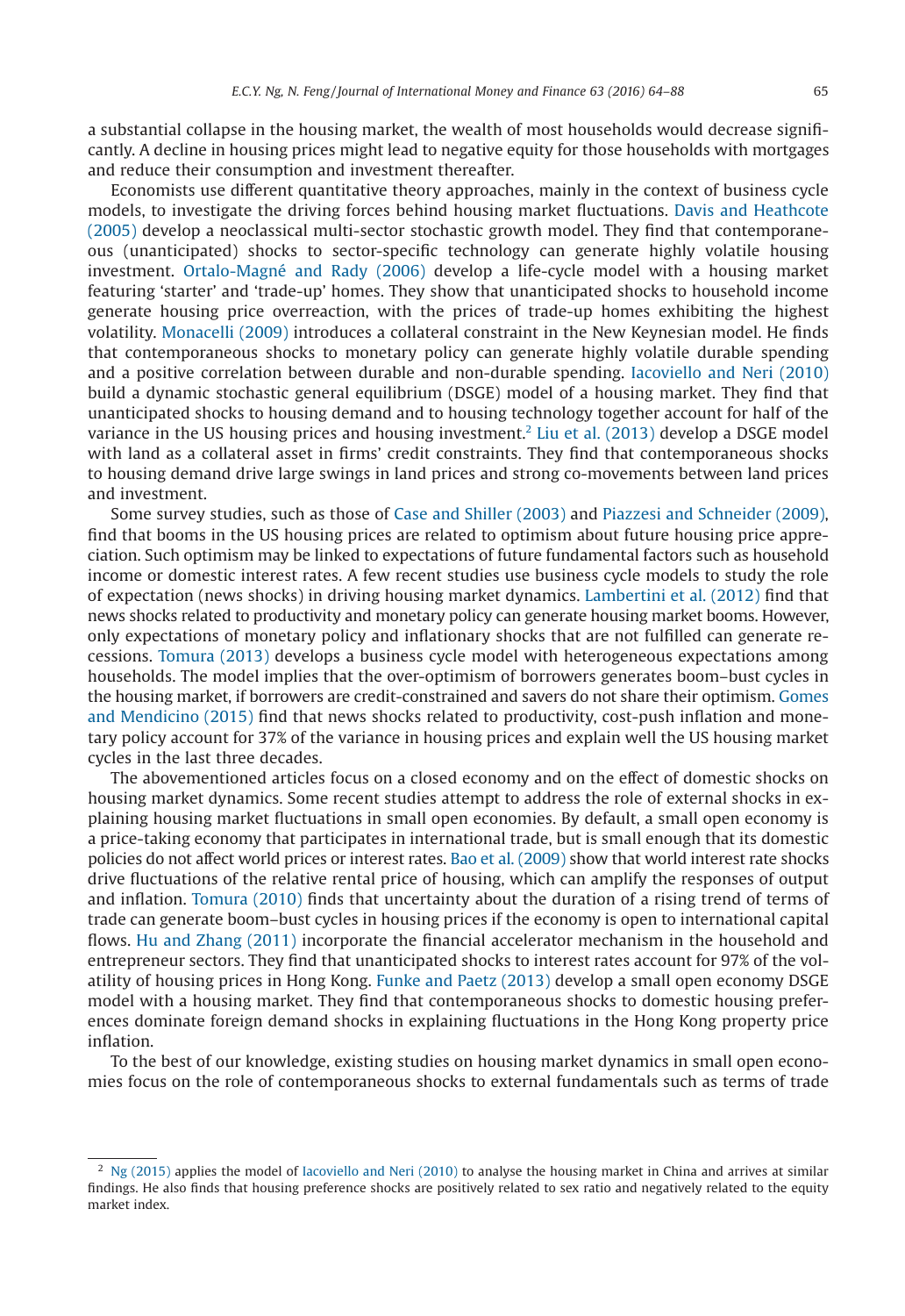a substantial collapse in the housing market, the wealth of most households would decrease significantly. A decline in housing prices might lead to negative equity for those households with mortgages and reduce their consumption and investment thereafter.

Economists use different quantitative theory approaches, mainly in the context of business cycle models, to investigate the driving forces behind housing market fluctuations. Davis and Heathcote (2005) develop a neoclassical multi-sector stochastic growth model. They find that contemporaneous (unanticipated) shocks to sector-specific technology can generate highly volatile housing investment. Ortalo-Magné and Rady (2006) develop a life-cycle model with a housing market featuring 'starter' and 'trade-up' homes. They show that unanticipated shocks to household income generate housing price overreaction, with the prices of trade-up homes exhibiting the highest volatility. Monacelli (2009) introduces a collateral constraint in the New Keynesian model. He finds that contemporaneous shocks to monetary policy can generate highly volatile durable spending and a positive correlation between durable and non-durable spending. Iacoviello and Neri (2010) build a dynamic stochastic general equilibrium (DSGE) model of a housing market. They find that unanticipated shocks to housing demand and to housing technology together account for half of the variance in the US housing prices and housing investment.[2] Liu et al. (2013) develop a DSGE model with land as a collateral asset in firms' credit constraints. They find that contemporaneous shocks to housing demand drive large swings in land prices and strong co-movements between land prices and investment.

Some survey studies, such as those of Case and Shiller (2003) and Piazzesi and Schneider (2009), find that booms in the US housing prices are related to optimism about future housing price appreciation. Such optimism may be linked to expectations of future fundamental factors such as household income or domestic interest rates. A few recent studies use business cycle models to study the role of expectation (news shocks) in driving housing market dynamics. Lambertini et al. (2012) find that news shocks related to productivity and monetary policy can generate housing market booms. However, only expectations of monetary policy and inflationary shocks that are not fulfilled can generate recessions. Tomura (2013) develops a business cycle model with heterogeneous expectations among households. The model implies that the over-optimism of borrowers generates boom–bust cycles in the housing market, if borrowers are credit-constrained and savers do not share their optimism. Gomes and Mendicino (2015) find that news shocks related to productivity, cost-push inflation and monetary policy account for 37% of the variance in housing prices and explain well the US housing market cycles in the last three decades.

The abovementioned articles focus on a closed economy and on the effect of domestic shocks on housing market dynamics. Some recent studies attempt to address the role of external shocks in explaining housing market fluctuations in small open economies. By default, a small open economy is a price-taking economy that participates in international trade, but is small enough that its domestic policies do not affect world prices or interest rates. Bao et al. (2009) show that world interest rate shocks drive fluctuations of the relative rental price of housing, which can amplify the responses of output and inflation. Tomura (2010) finds that uncertainty about the duration of a rising trend of terms of trade can generate boom–bust cycles in housing prices if the economy is open to international capital flows. Hu and Zhang (2011) incorporate the financial accelerator mechanism in the household and entrepreneur sectors. They find that unanticipated shocks to interest rates account for 97% of the volatility of housing prices in Hong Kong. Funke and Paetz (2013) develop a small open economy DSGE model with a housing market. They find that contemporaneous shocks to domestic housing preferences dominate foreign demand shocks in explaining fluctuations in the Hong Kong property price inflation.

To the best of our knowledge, existing studies on housing market dynamics in small open economies focus on the role of contemporaneous shocks to external fundamentals such as terms of trade

[2] Ng (2015) applies the model of Iacoviello and Neri (2010) to analyse the housing market in China and arrives at similar findings. He also finds that housing preference shocks are positively related to sex ratio and negatively related to the equity market index.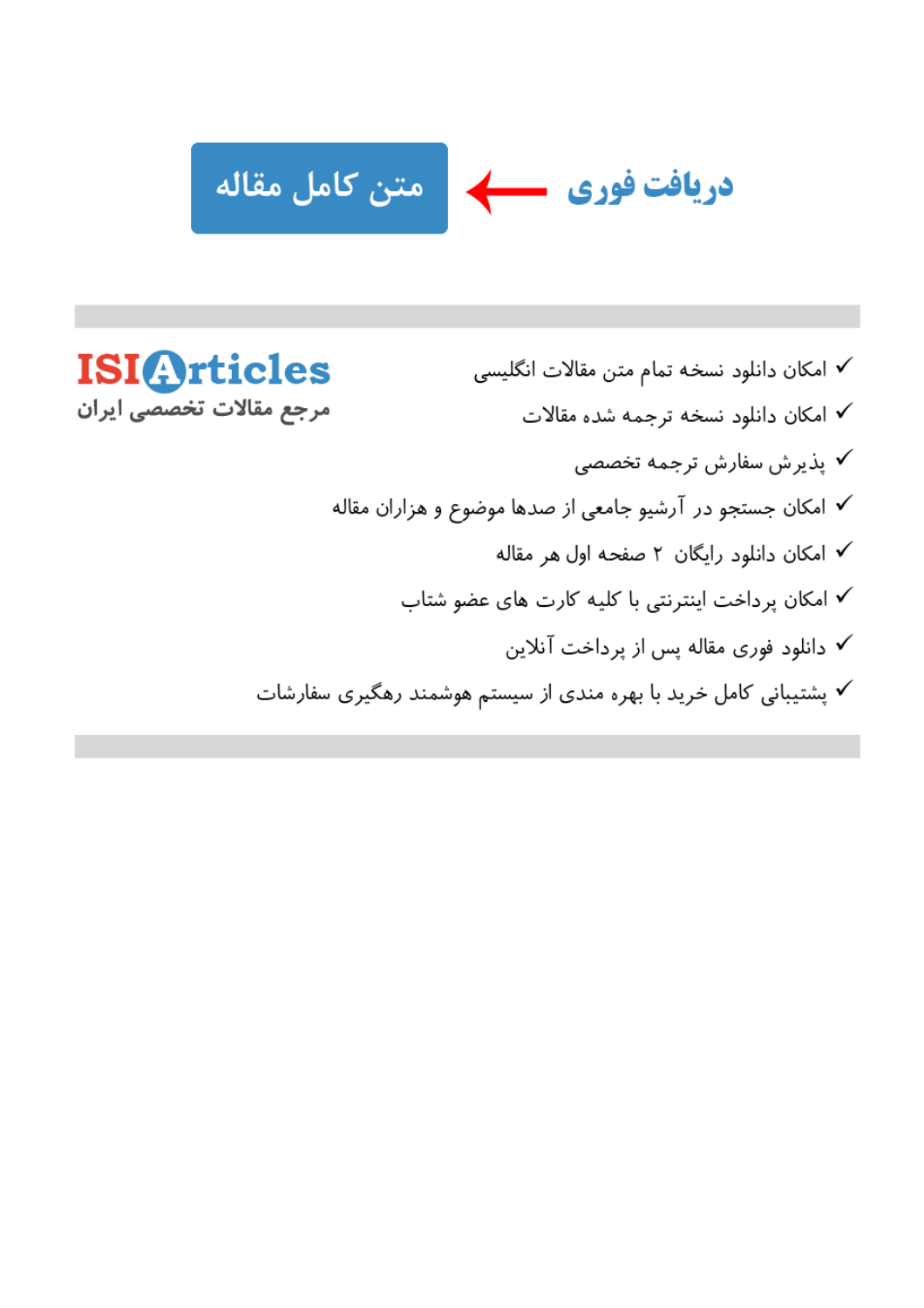دریافت فوری ← متن کامل مقاله

**ISIArticles**
مرجع مقالات تخصصی ایران

- ✓ امکان دانلود نسخه تمام متن مقالات انگلیسی
- ✓ امکان دانلود نسخه ترجمه شده مقالات
- ✓ پذیرش سفارش ترجمه تخصصی
- ✓ امکان جستجو در آرشیو جامعی از صدها موضوع و هزاران مقاله
- ✓ امکان دانلود رایگان ۲ صفحه اول هر مقاله
- ✓ امکان پرداخت اینترنتی با کلیه کارت های عضو شتاب
- ✓ دانلود فوری مقاله پس از پرداخت آنلاین
- ✓ پشتیبانی کامل خرید با بهره مندی از سیستم هوشمند رهگیری سفارشات